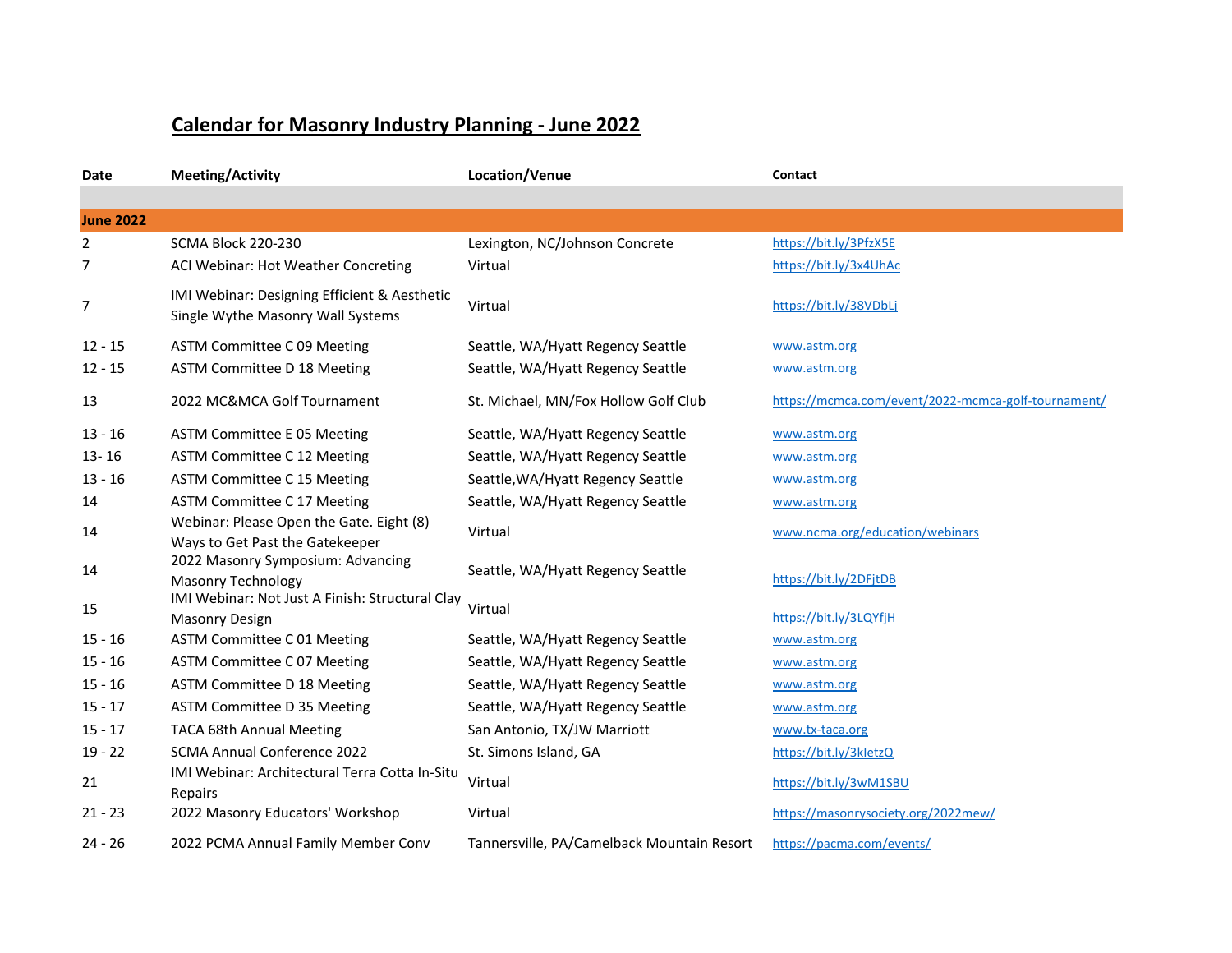# Calendar for Masonry Industry Planning - June 2022

| Date | Meeting/Activity | Location/Venue | Contact |
|---|---|---|---|
| **June 2022** | | | |
| 2 | SCMA Block 220-230 | Lexington, NC/Johnson Concrete | https://bit.ly/3PfzX5E |
| 7 | ACI Webinar: Hot Weather Concreting | Virtual | https://bit.ly/3x4UhAc |
| 7 | IMI Webinar: Designing Efficient & Aesthetic Single Wythe Masonry Wall Systems | Virtual | https://bit.ly/38VDbLj |
| 12 - 15 | ASTM Committee C 09 Meeting | Seattle, WA/Hyatt Regency Seattle | www.astm.org |
| 12 - 15 | ASTM Committee D 18 Meeting | Seattle, WA/Hyatt Regency Seattle | www.astm.org |
| 13 | 2022 MC&MCA Golf Tournament | St. Michael, MN/Fox Hollow Golf Club | https://mcmca.com/event/2022-mcmca-golf-tournament/ |
| 13 - 16 | ASTM Committee E 05 Meeting | Seattle, WA/Hyatt Regency Seattle | www.astm.org |
| 13- 16 | ASTM Committee C 12 Meeting | Seattle, WA/Hyatt Regency Seattle | www.astm.org |
| 13 - 16 | ASTM Committee C 15 Meeting | Seattle,WA/Hyatt Regency Seattle | www.astm.org |
| 14 | ASTM Committee C 17 Meeting | Seattle, WA/Hyatt Regency Seattle | www.astm.org |
| 14 | Webinar: Please Open the Gate. Eight (8) Ways to Get Past the Gatekeeper | Virtual | www.ncma.org/education/webinars |
| 14 | 2022 Masonry Symposium: Advancing Masonry Technology | Seattle, WA/Hyatt Regency Seattle | https://bit.ly/2DFjtDB |
| 15 | IMI Webinar: Not Just A Finish: Structural Clay Masonry Design | Virtual | https://bit.ly/3LQYfjH |
| 15 - 16 | ASTM Committee C 01 Meeting | Seattle, WA/Hyatt Regency Seattle | www.astm.org |
| 15 - 16 | ASTM Committee C 07 Meeting | Seattle, WA/Hyatt Regency Seattle | www.astm.org |
| 15 - 16 | ASTM Committee D 18 Meeting | Seattle, WA/Hyatt Regency Seattle | www.astm.org |
| 15 - 17 | ASTM Committee D 35 Meeting | Seattle, WA/Hyatt Regency Seattle | www.astm.org |
| 15 - 17 | TACA 68th Annual Meeting | San Antonio, TX/JW Marriott | www.tx-taca.org |
| 19 - 22 | SCMA Annual Conference 2022 | St. Simons Island, GA | https://bit.ly/3kIetzQ |
| 21 | IMI Webinar: Architectural Terra Cotta In-Situ Repairs | Virtual | https://bit.ly/3wM1SBU |
| 21 - 23 | 2022 Masonry Educators' Workshop | Virtual | https://masonrysociety.org/2022mew/ |
| 24 - 26 | 2022 PCMA Annual Family Member Conv | Tannersville, PA/Camelback Mountain Resort | https://pacma.com/events/ |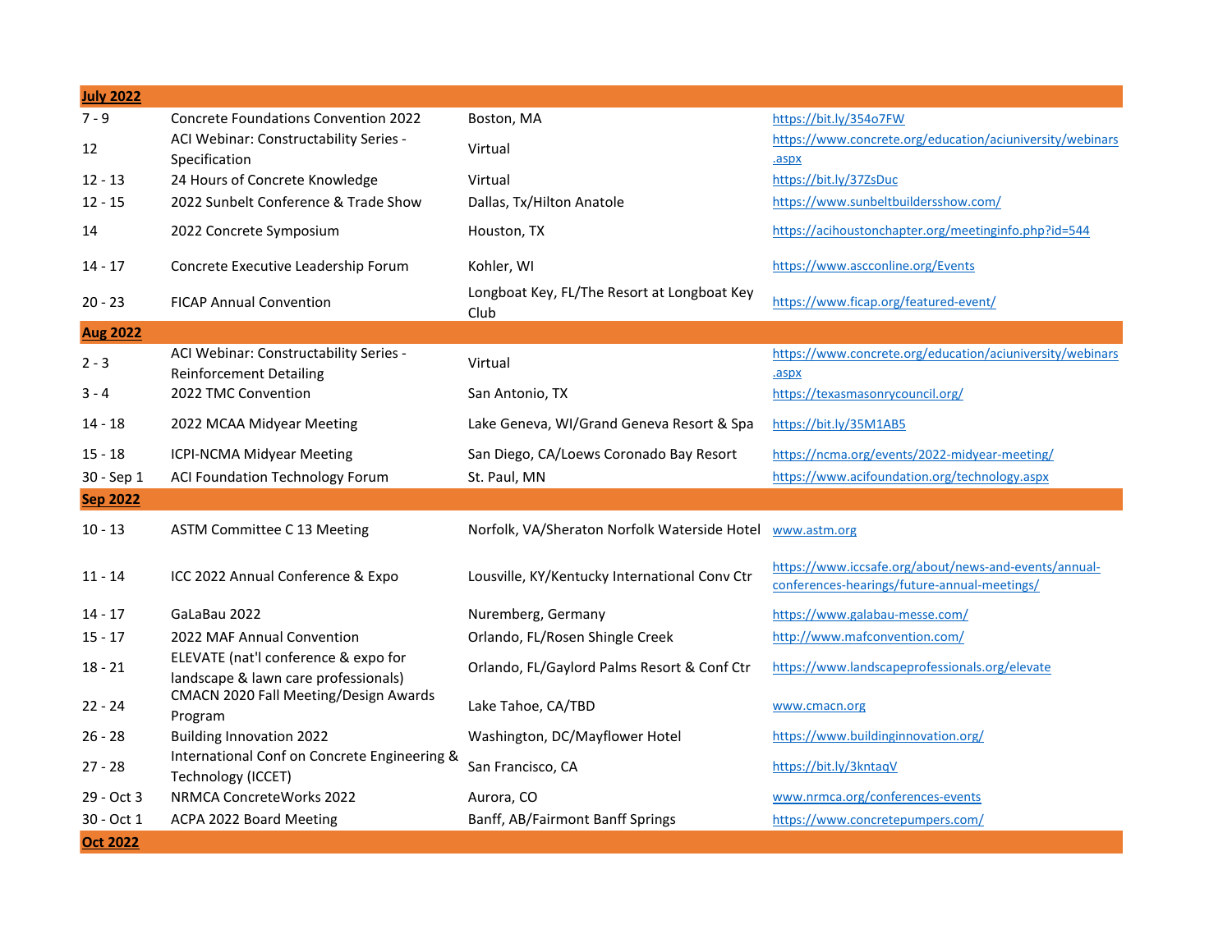| July 2022 | | | |
|---|---|---|---|
| 7 - 9 | Concrete Foundations Convention 2022 | Boston, MA | https://bit.ly/354o7FW |
| 12 | ACI Webinar: Constructability Series - Specification | Virtual | https://www.concrete.org/education/aciuniversity/webinars.aspx |
| 12 - 13 | 24 Hours of Concrete Knowledge | Virtual | https://bit.ly/37ZsDuc |
| 12 - 15 | 2022 Sunbelt Conference & Trade Show | Dallas, Tx/Hilton Anatole | https://www.sunbeltbuildersshow.com/ |
| 14 | 2022 Concrete Symposium | Houston, TX | https://acihoustonchapter.org/meetinginfo.php?id=544 |
| 14 - 17 | Concrete Executive Leadership Forum | Kohler, WI | https://www.ascconline.org/Events |
| 20 - 23 | FICAP Annual Convention | Longboat Key, FL/The Resort at Longboat Key Club | https://www.ficap.org/featured-event/ |
| **Aug 2022** | | | |
| 2 - 3 | ACI Webinar: Constructability Series - Reinforcement Detailing | Virtual | https://www.concrete.org/education/aciuniversity/webinars.aspx |
| 3 - 4 | 2022 TMC Convention | San Antonio, TX | https://texasmasonrycouncil.org/ |
| 14 - 18 | 2022 MCAA Midyear Meeting | Lake Geneva, WI/Grand Geneva Resort & Spa | https://bit.ly/35M1AB5 |
| 15 - 18 | ICPI-NCMA Midyear Meeting | San Diego, CA/Loews Coronado Bay Resort | https://ncma.org/events/2022-midyear-meeting/ |
| 30 - Sep 1 | ACI Foundation Technology Forum | St. Paul, MN | https://www.acifoundation.org/technology.aspx |
| **Sep 2022** | | | |
| 10 - 13 | ASTM Committee C 13 Meeting | Norfolk, VA/Sheraton Norfolk Waterside Hotel | www.astm.org |
| 11 - 14 | ICC 2022 Annual Conference & Expo | Lousville, KY/Kentucky International Conv Ctr | https://www.iccsafe.org/about/news-and-events/annual-conferences-hearings/future-annual-meetings/ |
| 14 - 17 | GaLaBau 2022 | Nuremberg, Germany | https://www.galabau-messe.com/ |
| 15 - 17 | 2022 MAF Annual Convention | Orlando, FL/Rosen Shingle Creek | http://www.mafconvention.com/ |
| 18 - 21 | ELEVATE (nat'l conference & expo for landscape & lawn care professionals) | Orlando, FL/Gaylord Palms Resort & Conf Ctr | https://www.landscapeprofessionals.org/elevate |
| 22 - 24 | CMACN 2020 Fall Meeting/Design Awards Program | Lake Tahoe, CA/TBD | www.cmacn.org |
| 26 - 28 | Building Innovation 2022 | Washington, DC/Mayflower Hotel | https://www.buildinginnovation.org/ |
| 27 - 28 | International Conf on Concrete Engineering & Technology (ICCET) | San Francisco, CA | https://bit.ly/3kntaqV |
| 29 - Oct 3 | NRMCA ConcreteWorks 2022 | Aurora, CO | www.nrmca.org/conferences-events |
| 30 - Oct 1 | ACPA 2022 Board Meeting | Banff, AB/Fairmont Banff Springs | https://www.concretepumpers.com/ |
| **Oct 2022** | | | |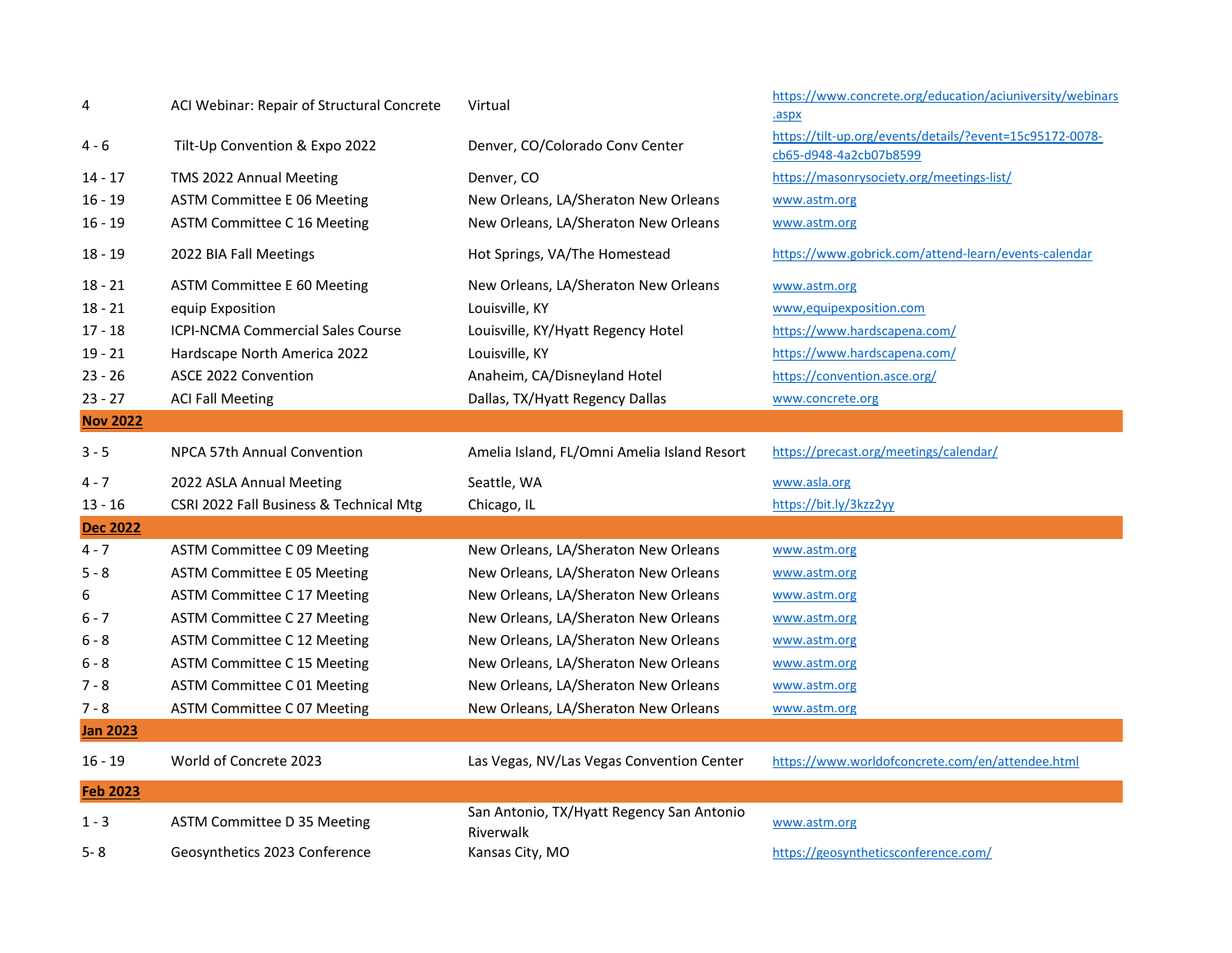| | | | |
|---|---|---|---|
| 4 | ACI Webinar: Repair of Structural Concrete | Virtual | https://www.concrete.org/education/aciuniversity/webinars.aspx |
| 4 - 6 | Tilt-Up Convention & Expo 2022 | Denver, CO/Colorado Conv Center | https://tilt-up.org/events/details/?event=15c95172-0078-cb65-d948-4a2cb07b8599 |
| 14 - 17 | TMS 2022 Annual Meeting | Denver, CO | https://masonrysociety.org/meetings-list/ |
| 16 - 19 | ASTM Committee E 06 Meeting | New Orleans, LA/Sheraton New Orleans | www.astm.org |
| 16 - 19 | ASTM Committee C 16 Meeting | New Orleans, LA/Sheraton New Orleans | www.astm.org |
| 18 - 19 | 2022 BIA Fall Meetings | Hot Springs, VA/The Homestead | https://www.gobrick.com/attend-learn/events-calendar |
| 18 - 21 | ASTM Committee E 60 Meeting | New Orleans, LA/Sheraton New Orleans | www.astm.org |
| 18 - 21 | equip Exposition | Louisville, KY | www,equipexposition.com |
| 17 - 18 | ICPI-NCMA Commercial Sales Course | Louisville, KY/Hyatt Regency Hotel | https://www.hardscapena.com/ |
| 19 - 21 | Hardscape North America 2022 | Louisville, KY | https://www.hardscapena.com/ |
| 23 - 26 | ASCE 2022 Convention | Anaheim, CA/Disneyland Hotel | https://convention.asce.org/ |
| 23 - 27 | ACI Fall Meeting | Dallas, TX/Hyatt Regency Dallas | www.concrete.org |
| **Nov 2022** | | | |
| 3 - 5 | NPCA 57th Annual Convention | Amelia Island, FL/Omni Amelia Island Resort | https://precast.org/meetings/calendar/ |
| 4 - 7 | 2022 ASLA Annual Meeting | Seattle, WA | www.asla.org |
| 13 - 16 | CSRI 2022 Fall Business & Technical Mtg | Chicago, IL | https://bit.ly/3kzz2yy |
| **Dec 2022** | | | |
| 4 - 7 | ASTM Committee C 09 Meeting | New Orleans, LA/Sheraton New Orleans | www.astm.org |
| 5 - 8 | ASTM Committee E 05 Meeting | New Orleans, LA/Sheraton New Orleans | www.astm.org |
| 6 | ASTM Committee C 17 Meeting | New Orleans, LA/Sheraton New Orleans | www.astm.org |
| 6 - 7 | ASTM Committee C 27 Meeting | New Orleans, LA/Sheraton New Orleans | www.astm.org |
| 6 - 8 | ASTM Committee C 12 Meeting | New Orleans, LA/Sheraton New Orleans | www.astm.org |
| 6 - 8 | ASTM Committee C 15 Meeting | New Orleans, LA/Sheraton New Orleans | www.astm.org |
| 7 - 8 | ASTM Committee C 01 Meeting | New Orleans, LA/Sheraton New Orleans | www.astm.org |
| 7 - 8 | ASTM Committee C 07 Meeting | New Orleans, LA/Sheraton New Orleans | www.astm.org |
| **Jan 2023** | | | |
| 16 - 19 | World of Concrete 2023 | Las Vegas, NV/Las Vegas Convention Center | https://www.worldofconcrete.com/en/attendee.html |
| **Feb 2023** | | | |
| 1 - 3 | ASTM Committee D 35 Meeting | San Antonio, TX/Hyatt Regency San Antonio Riverwalk | www.astm.org |
| 5- 8 | Geosynthetics 2023 Conference | Kansas City, MO | https://geosyntheticsconference.com/ |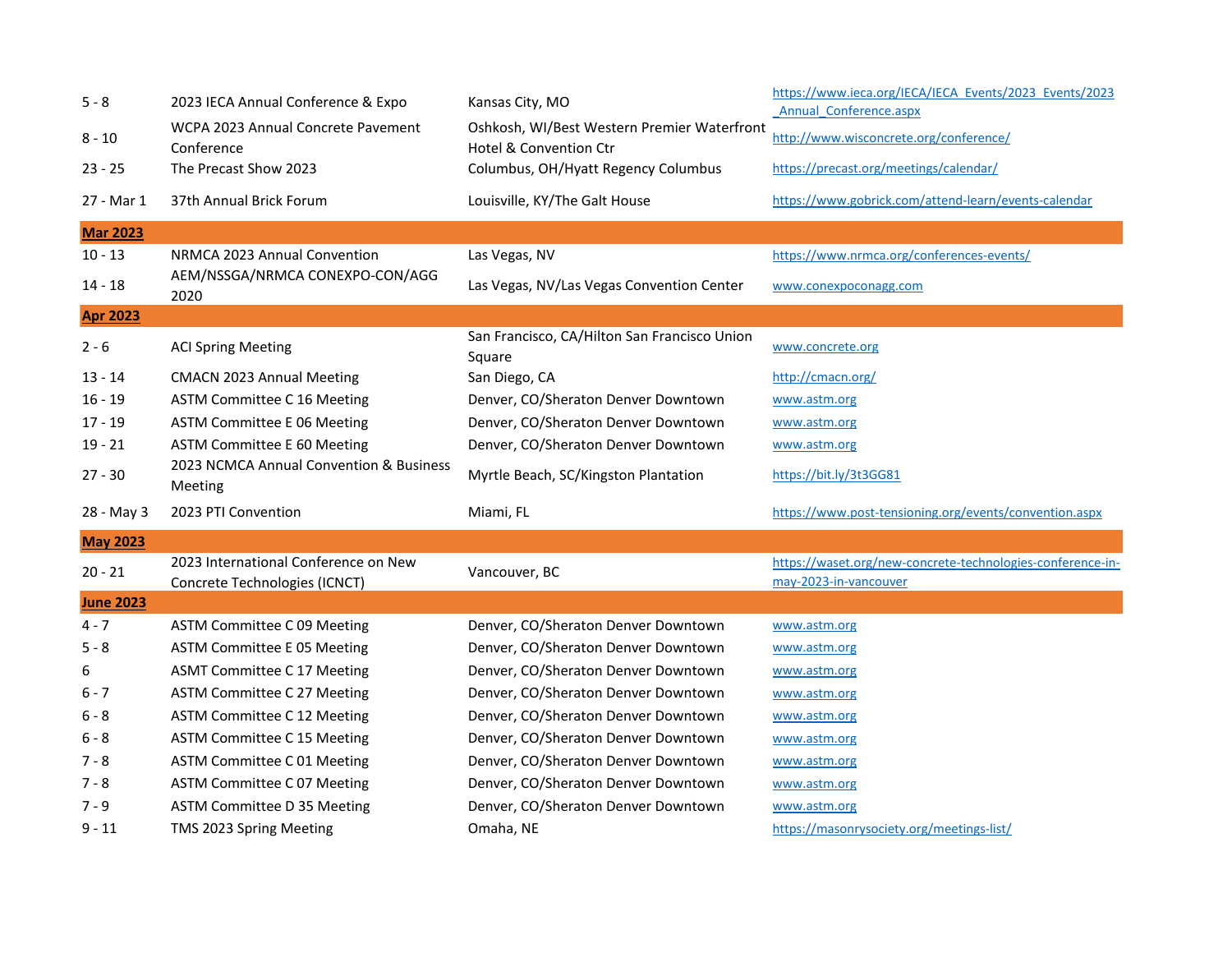| | | | |
|---|---|---|---|
| 5 - 8 | 2023 IECA Annual Conference & Expo | Kansas City, MO | https://www.ieca.org/IECA/IECA_Events/2023_Events/2023_Annual_Conference.aspx |
| 8 - 10 | WCPA 2023 Annual Concrete Pavement Conference | Oshkosh, WI/Best Western Premier Waterfront Hotel & Convention Ctr | http://www.wisconcrete.org/conference/ |
| 23 - 25 | The Precast Show 2023 | Columbus, OH/Hyatt Regency Columbus | https://precast.org/meetings/calendar/ |
| 27 - Mar 1 | 37th Annual Brick Forum | Louisville, KY/The Galt House | https://www.gobrick.com/attend-learn/events-calendar |
| **Mar 2023** | | | |
| 10 - 13 | NRMCA 2023 Annual Convention | Las Vegas, NV | https://www.nrmca.org/conferences-events/ |
| 14 - 18 | AEM/NSSGA/NRMCA CONEXPO-CON/AGG 2020 | Las Vegas, NV/Las Vegas Convention Center | www.conexpoconagg.com |
| **Apr 2023** | | | |
| 2 - 6 | ACI Spring Meeting | San Francisco, CA/Hilton San Francisco Union Square | www.concrete.org |
| 13 - 14 | CMACN 2023 Annual Meeting | San Diego, CA | http://cmacn.org/ |
| 16 - 19 | ASTM Committee C 16 Meeting | Denver, CO/Sheraton Denver Downtown | www.astm.org |
| 17 - 19 | ASTM Committee E 06 Meeting | Denver, CO/Sheraton Denver Downtown | www.astm.org |
| 19 - 21 | ASTM Committee E 60 Meeting | Denver, CO/Sheraton Denver Downtown | www.astm.org |
| 27 - 30 | 2023 NCMCA Annual Convention & Business Meeting | Myrtle Beach, SC/Kingston Plantation | https://bit.ly/3t3GG81 |
| 28 - May 3 | 2023 PTI Convention | Miami, FL | https://www.post-tensioning.org/events/convention.aspx |
| **May 2023** | | | |
| 20 - 21 | 2023 International Conference on New Concrete Technologies (ICNCT) | Vancouver, BC | https://waset.org/new-concrete-technologies-conference-in-may-2023-in-vancouver |
| **June 2023** | | | |
| 4 - 7 | ASTM Committee C 09 Meeting | Denver, CO/Sheraton Denver Downtown | www.astm.org |
| 5 - 8 | ASTM Committee E 05 Meeting | Denver, CO/Sheraton Denver Downtown | www.astm.org |
| 6 | ASMT Committee C 17 Meeting | Denver, CO/Sheraton Denver Downtown | www.astm.org |
| 6 - 7 | ASTM Committee C 27 Meeting | Denver, CO/Sheraton Denver Downtown | www.astm.org |
| 6 - 8 | ASTM Committee C 12 Meeting | Denver, CO/Sheraton Denver Downtown | www.astm.org |
| 6 - 8 | ASTM Committee C 15 Meeting | Denver, CO/Sheraton Denver Downtown | www.astm.org |
| 7 - 8 | ASTM Committee C 01 Meeting | Denver, CO/Sheraton Denver Downtown | www.astm.org |
| 7 - 8 | ASTM Committee C 07 Meeting | Denver, CO/Sheraton Denver Downtown | www.astm.org |
| 7 - 9 | ASTM Committee D 35 Meeting | Denver, CO/Sheraton Denver Downtown | www.astm.org |
| 9 - 11 | TMS 2023 Spring Meeting | Omaha, NE | https://masonrysociety.org/meetings-list/ |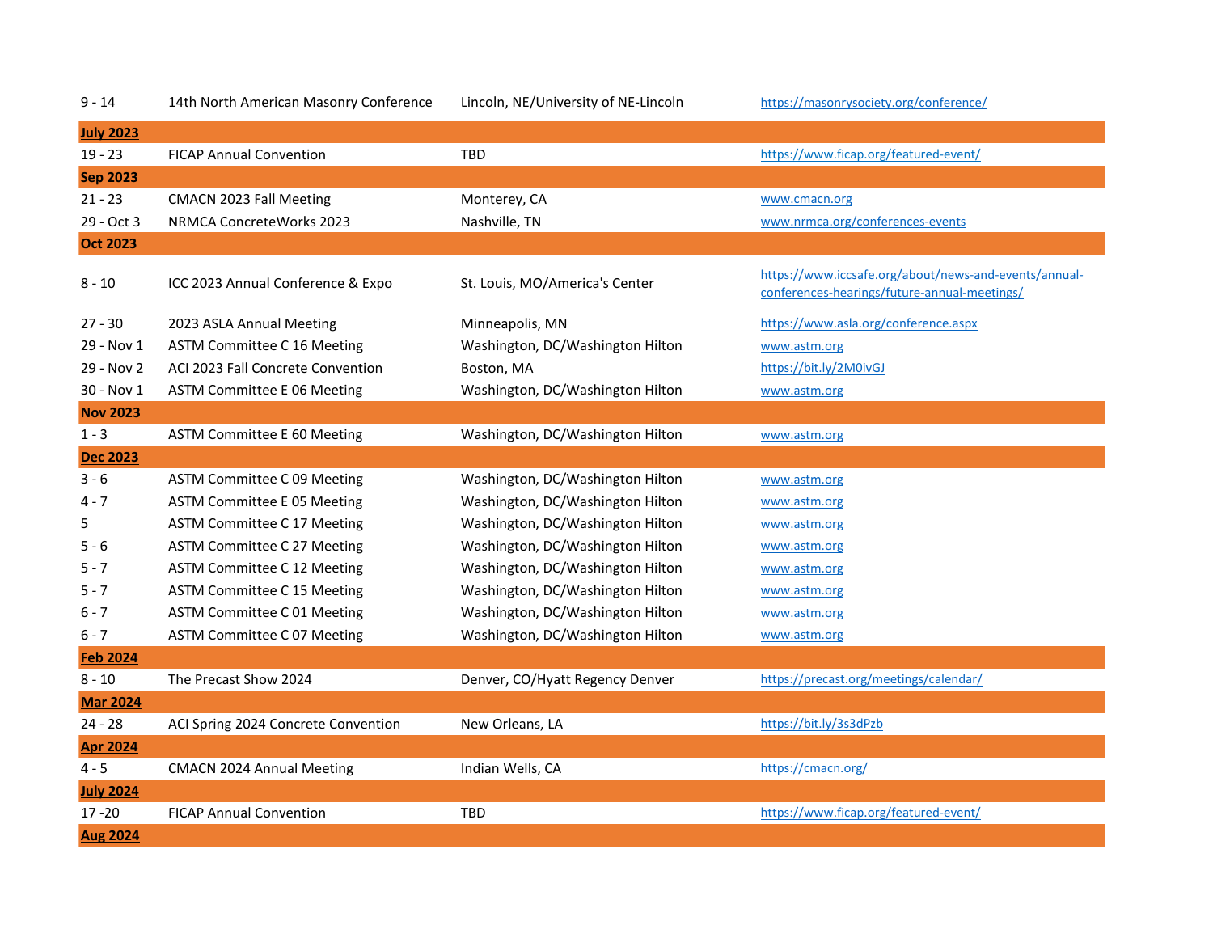| | | | |
|---|---|---|---|
| 9 - 14 | 14th North American Masonry Conference | Lincoln, NE/University of NE-Lincoln | https://masonrysociety.org/conference/ |
| **July 2023** | | | |
| 19 - 23 | FICAP Annual Convention | TBD | https://www.ficap.org/featured-event/ |
| **Sep 2023** | | | |
| 21 - 23 | CMACN 2023 Fall Meeting | Monterey, CA | www.cmacn.org |
| 29 - Oct 3 | NRMCA ConcreteWorks 2023 | Nashville, TN | www.nrmca.org/conferences-events |
| **Oct 2023** | | | |
| 8 - 10 | ICC 2023 Annual Conference & Expo | St. Louis, MO/America's Center | https://www.iccsafe.org/about/news-and-events/annual-conferences-hearings/future-annual-meetings/ |
| 27 - 30 | 2023 ASLA Annual Meeting | Minneapolis, MN | https://www.asla.org/conference.aspx |
| 29 - Nov 1 | ASTM Committee C 16 Meeting | Washington, DC/Washington Hilton | www.astm.org |
| 29 - Nov 2 | ACI 2023 Fall Concrete Convention | Boston, MA | https://bit.ly/2M0ivGJ |
| 30 - Nov 1 | ASTM Committee E 06 Meeting | Washington, DC/Washington Hilton | www.astm.org |
| **Nov 2023** | | | |
| 1 - 3 | ASTM Committee E 60 Meeting | Washington, DC/Washington Hilton | www.astm.org |
| **Dec 2023** | | | |
| 3 - 6 | ASTM Committee C 09 Meeting | Washington, DC/Washington Hilton | www.astm.org |
| 4 - 7 | ASTM Committee E 05 Meeting | Washington, DC/Washington Hilton | www.astm.org |
| 5 | ASTM Committee C 17 Meeting | Washington, DC/Washington Hilton | www.astm.org |
| 5 - 6 | ASTM Committee C 27 Meeting | Washington, DC/Washington Hilton | www.astm.org |
| 5 - 7 | ASTM Committee C 12 Meeting | Washington, DC/Washington Hilton | www.astm.org |
| 5 - 7 | ASTM Committee C 15 Meeting | Washington, DC/Washington Hilton | www.astm.org |
| 6 - 7 | ASTM Committee C 01 Meeting | Washington, DC/Washington Hilton | www.astm.org |
| 6 - 7 | ASTM Committee C 07 Meeting | Washington, DC/Washington Hilton | www.astm.org |
| **Feb 2024** | | | |
| 8 - 10 | The Precast Show 2024 | Denver, CO/Hyatt Regency Denver | https://precast.org/meetings/calendar/ |
| **Mar 2024** | | | |
| 24 - 28 | ACI Spring 2024 Concrete Convention | New Orleans, LA | https://bit.ly/3s3dPzb |
| **Apr 2024** | | | |
| 4 - 5 | CMACN 2024 Annual Meeting | Indian Wells, CA | https://cmacn.org/ |
| **July 2024** | | | |
| 17 -20 | FICAP Annual Convention | TBD | https://www.ficap.org/featured-event/ |
| **Aug 2024** | | | |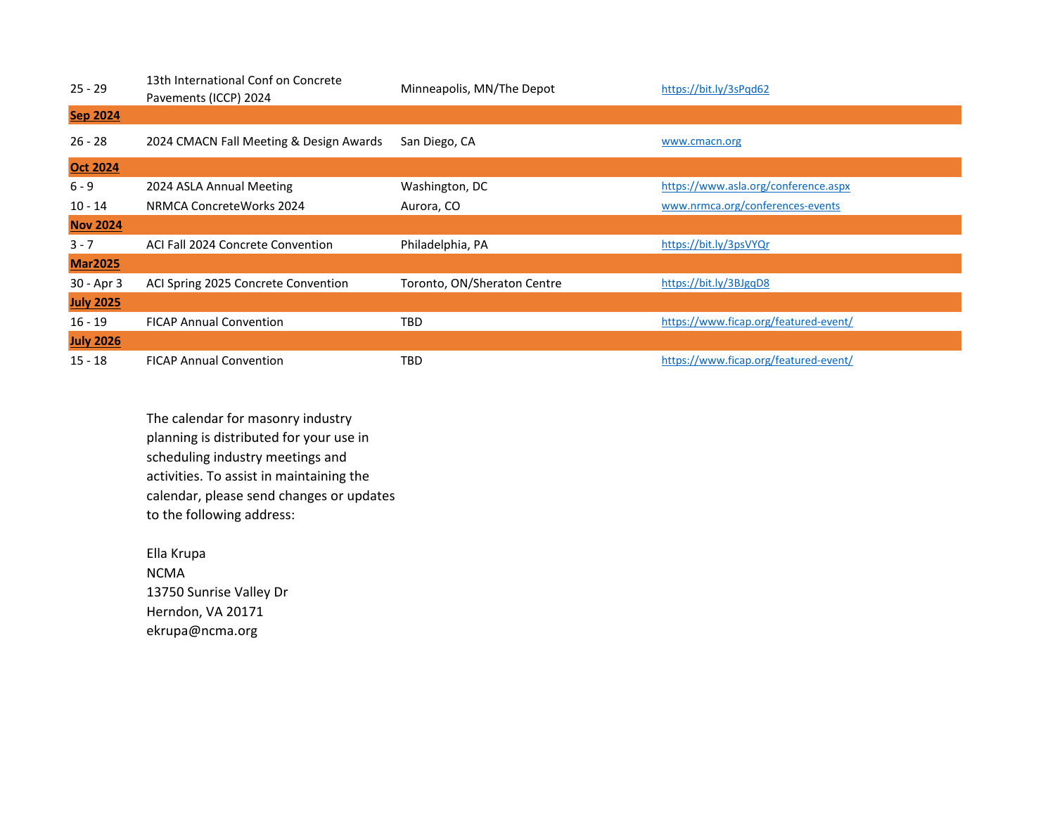| | | | |
|---|---|---|---|
| 25 - 29 | 13th International Conf on Concrete Pavements (ICCP) 2024 | Minneapolis, MN/The Depot | https://bit.ly/3sPqd62 |
| **Sep 2024** | | | |
| 26 - 28 | 2024 CMACN Fall Meeting & Design Awards | San Diego, CA | www.cmacn.org |
| **Oct 2024** | | | |
| 6 - 9 | 2024 ASLA Annual Meeting | Washington, DC | https://www.asla.org/conference.aspx |
| 10 - 14 | NRMCA ConcreteWorks 2024 | Aurora, CO | www.nrmca.org/conferences-events |
| **Nov 2024** | | | |
| 3 - 7 | ACI Fall 2024 Concrete Convention | Philadelphia, PA | https://bit.ly/3psVYQr |
| **Mar2025** | | | |
| 30 - Apr 3 | ACI Spring 2025 Concrete Convention | Toronto, ON/Sheraton Centre | https://bit.ly/3BJgqD8 |
| **July 2025** | | | |
| 16 - 19 | FICAP Annual Convention | TBD | https://www.ficap.org/featured-event/ |
| **July 2026** | | | |
| 15 - 18 | FICAP Annual Convention | TBD | https://www.ficap.org/featured-event/ |

The calendar for masonry industry planning is distributed for your use in scheduling industry meetings and activities. To assist in maintaining the calendar, please send changes or updates to the following address:

Ella Krupa
NCMA
13750 Sunrise Valley Dr
Herndon, VA 20171
ekrupa@ncma.org